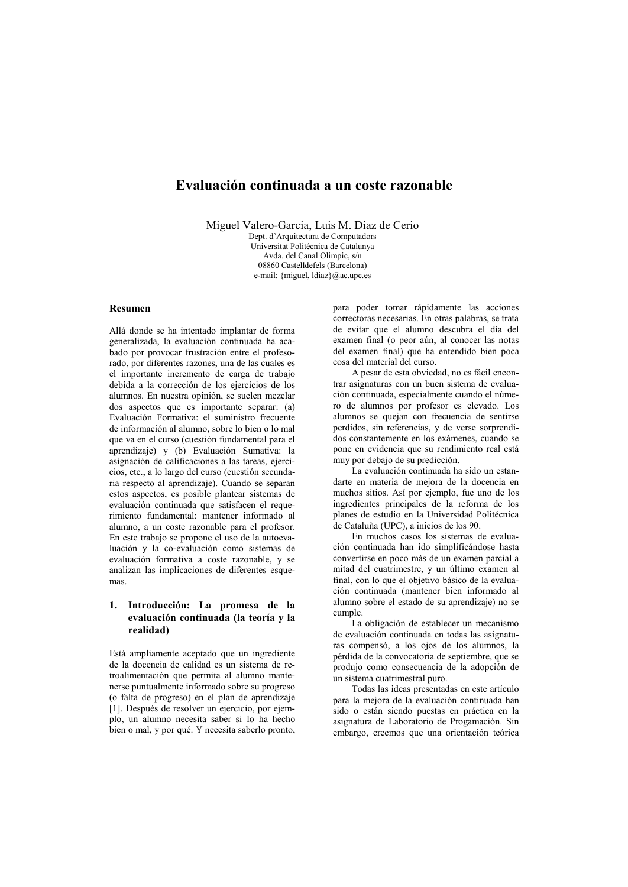# Evaluación continuada a un coste razonable

Miguel Valero-Garcia, Luis M. Díaz de Cerio

Dept. d'Arquitectura de Computadors
Universitat Politécnica de Catalunya
Avda. del Canal Olimpic, s/n
08860 Castelldefels (Barcelona)
e-mail: {miguel, ldiaz}@ac.upc.es

## Resumen

Allá donde se ha intentado implantar de forma generalizada, la evaluación continuada ha acabado por provocar frustración entre el profesorado, por diferentes razones, una de las cuales es el importante incremento de carga de trabajo debida a la corrección de los ejercicios de los alumnos. En nuestra opinión, se suelen mezclar dos aspectos que es importante separar: (a) Evaluación Formativa: el suministro frecuente de información al alumno, sobre lo bien o lo mal que va en el curso (cuestión fundamental para el aprendizaje) y (b) Evaluación Sumativa: la asignación de calificaciones a las tareas, ejercicios, etc., a lo largo del curso (cuestión secundaria respecto al aprendizaje). Cuando se separan estos aspectos, es posible plantear sistemas de evaluación continuada que satisfacen el requerimiento fundamental: mantener informado al alumno, a un coste razonable para el profesor. En este trabajo se propone el uso de la autoevaluación y la co-evaluación como sistemas de evaluación formativa a coste razonable, y se analizan las implicaciones de diferentes esquemas.

## 1. Introducción: La promesa de la evaluación continuada (la teoría y la realidad)

Está ampliamente aceptado que un ingrediente de la docencia de calidad es un sistema de retroalimentación que permita al alumno mantenerse puntualmente informado sobre su progreso (o falta de progreso) en el plan de aprendizaje [1]. Después de resolver un ejercicio, por ejemplo, un alumno necesita saber si lo ha hecho bien o mal, y por qué. Y necesita saberlo pronto, para poder tomar rápidamente las acciones correctoras necesarias. En otras palabras, se trata de evitar que el alumno descubra el día del examen final (o peor aún, al conocer las notas del examen final) que ha entendido bien poca cosa del material del curso.

A pesar de esta obviedad, no es fácil encontrar asignaturas con un buen sistema de evaluación continuada, especialmente cuando el número de alumnos por profesor es elevado. Los alumnos se quejan con frecuencia de sentirse perdidos, sin referencias, y de verse sorprendidos constantemente en los exámenes, cuando se pone en evidencia que su rendimiento real está muy por debajo de su predicción.

La evaluación continuada ha sido un estandarte en materia de mejora de la docencia en muchos sitios. Así por ejemplo, fue uno de los ingredientes principales de la reforma de los planes de estudio en la Universidad Politécnica de Cataluña (UPC), a inicios de los 90.

En muchos casos los sistemas de evaluación continuada han ido simplificándose hasta convertirse en poco más de un examen parcial a mitad del cuatrimestre, y un último examen al final, con lo que el objetivo básico de la evaluación continuada (mantener bien informado al alumno sobre el estado de su aprendizaje) no se cumple.

La obligación de establecer un mecanismo de evaluación continuada en todas las asignaturas compensó, a los ojos de los alumnos, la pérdida de la convocatoria de septiembre, que se produjo como consecuencia de la adopción de un sistema cuatrimestral puro.

Todas las ideas presentadas en este artículo para la mejora de la evaluación continuada han sido o están siendo puestas en práctica en la asignatura de Laboratorio de Progamación. Sin embargo, creemos que una orientación teórica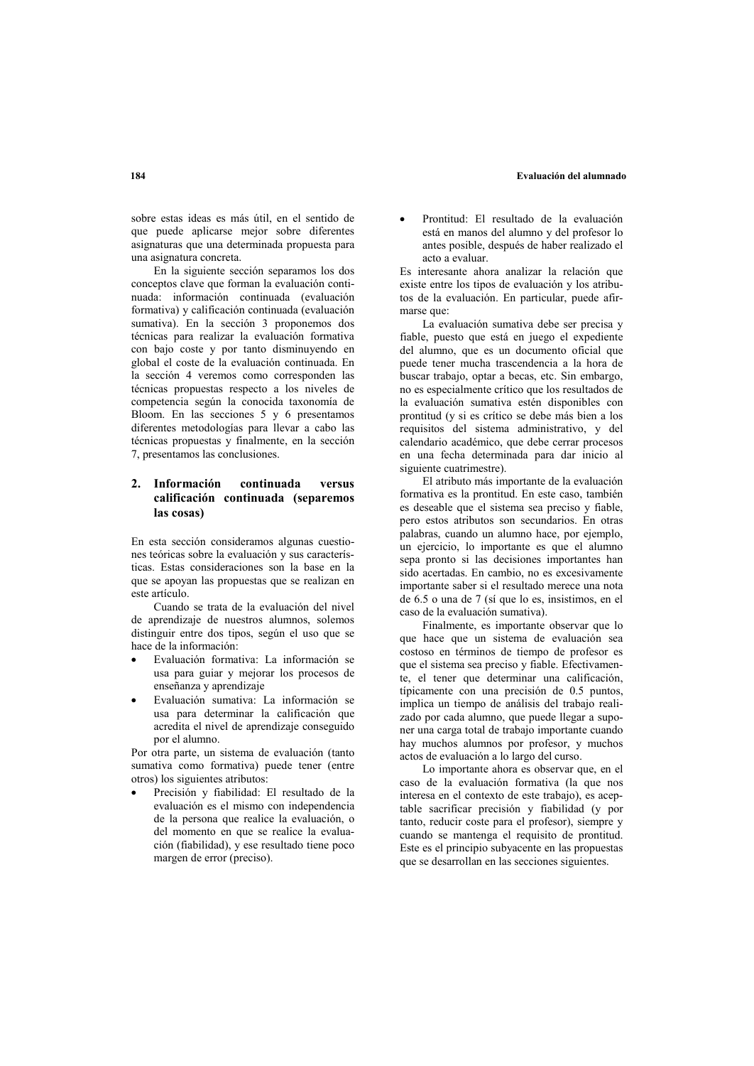sobre estas ideas es más útil, en el sentido de que puede aplicarse mejor sobre diferentes asignaturas que una determinada propuesta para una asignatura concreta.

En la siguiente sección separamos los dos conceptos clave que forman la evaluación continuada: información continuada (evaluación formativa) y calificación continuada (evaluación sumativa). En la sección 3 proponemos dos técnicas para realizar la evaluación formativa con bajo coste y por tanto disminuyendo en global el coste de la evaluación continuada. En la sección 4 veremos como corresponden las técnicas propuestas respecto a los niveles de competencia según la conocida taxonomía de Bloom. En las secciones 5 y 6 presentamos diferentes metodologías para llevar a cabo las técnicas propuestas y finalmente, en la sección 7, presentamos las conclusiones.

## 2. Información continuada versus calificación continuada (separemos las cosas)

En esta sección consideramos algunas cuestiones teóricas sobre la evaluación y sus características. Estas consideraciones son la base en la que se apoyan las propuestas que se realizan en este artículo.

Cuando se trata de la evaluación del nivel de aprendizaje de nuestros alumnos, solemos distinguir entre dos tipos, según el uso que se hace de la información:

- Evaluación formativa: La información se usa para guiar y mejorar los procesos de enseñanza y aprendizaje
- Evaluación sumativa: La información se usa para determinar la calificación que acredita el nivel de aprendizaje conseguido por el alumno.

Por otra parte, un sistema de evaluación (tanto sumativa como formativa) puede tener (entre otros) los siguientes atributos:

- Precisión y fiabilidad: El resultado de la evaluación es el mismo con independencia de la persona que realice la evaluación, o del momento en que se realice la evaluación (fiabilidad), y ese resultado tiene poco margen de error (preciso).
- Prontitud: El resultado de la evaluación está en manos del alumno y del profesor lo antes posible, después de haber realizado el acto a evaluar.

Es interesante ahora analizar la relación que existe entre los tipos de evaluación y los atributos de la evaluación. En particular, puede afirmarse que:

La evaluación sumativa debe ser precisa y fiable, puesto que está en juego el expediente del alumno, que es un documento oficial que puede tener mucha trascendencia a la hora de buscar trabajo, optar a becas, etc. Sin embargo, no es especialmente crítico que los resultados de la evaluación sumativa estén disponibles con prontitud (y si es crítico se debe más bien a los requisitos del sistema administrativo, y del calendario académico, que debe cerrar procesos en una fecha determinada para dar inicio al siguiente cuatrimestre).

El atributo más importante de la evaluación formativa es la prontitud. En este caso, también es deseable que el sistema sea preciso y fiable, pero estos atributos son secundarios. En otras palabras, cuando un alumno hace, por ejemplo, un ejercicio, lo importante es que el alumno sepa pronto si las decisiones importantes han sido acertadas. En cambio, no es excesivamente importante saber si el resultado merece una nota de 6.5 o una de 7 (sí que lo es, insistimos, en el caso de la evaluación sumativa).

Finalmente, es importante observar que lo que hace que un sistema de evaluación sea costoso en términos de tiempo de profesor es que el sistema sea preciso y fiable. Efectivamente, el tener que determinar una calificación, típicamente con una precisión de 0.5 puntos, implica un tiempo de análisis del trabajo realizado por cada alumno, que puede llegar a suponer una carga total de trabajo importante cuando hay muchos alumnos por profesor, y muchos actos de evaluación a lo largo del curso.

Lo importante ahora es observar que, en el caso de la evaluación formativa (la que nos interesa en el contexto de este trabajo), es aceptable sacrificar precisión y fiabilidad (y por tanto, reducir coste para el profesor), siempre y cuando se mantenga el requisito de prontitud. Este es el principio subyacente en las propuestas que se desarrollan en las secciones siguientes.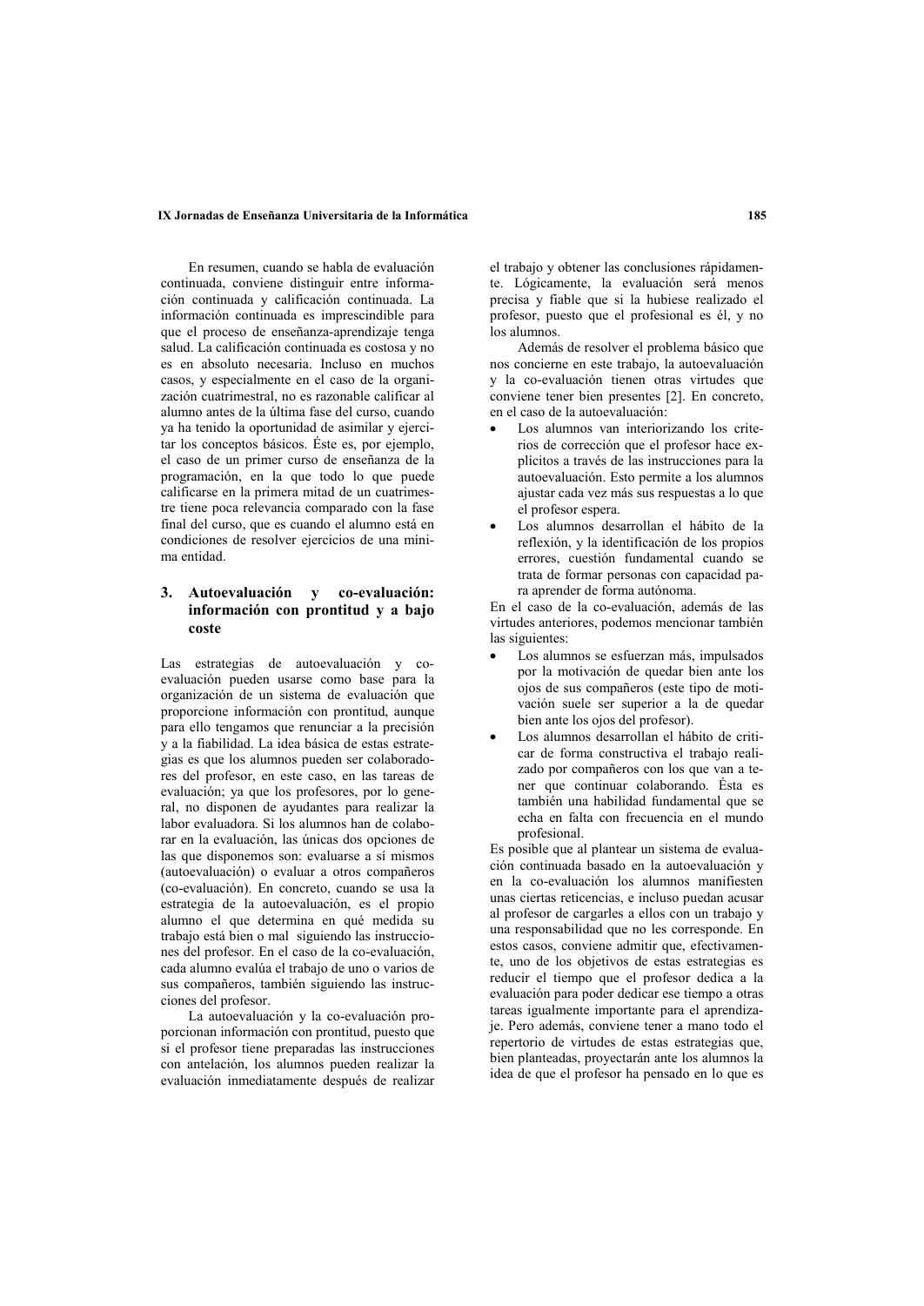En resumen, cuando se habla de evaluación continuada, conviene distinguir entre información continuada y calificación continuada. La información continuada es imprescindible para que el proceso de enseñanza-aprendizaje tenga salud. La calificación continuada es costosa y no es en absoluto necesaria. Incluso en muchos casos, y especialmente en el caso de la organización cuatrimestral, no es razonable calificar al alumno antes de la última fase del curso, cuando ya ha tenido la oportunidad de asimilar y ejercitar los conceptos básicos. Éste es, por ejemplo, el caso de un primer curso de enseñanza de la programación, en la que todo lo que puede calificarse en la primera mitad de un cuatrimestre tiene poca relevancia comparado con la fase final del curso, que es cuando el alumno está en condiciones de resolver ejercicios de una mínima entidad.

## 3. Autoevaluación y co-evaluación: información con prontitud y a bajo coste

Las estrategias de autoevaluación y co-evaluación pueden usarse como base para la organización de un sistema de evaluación que proporcione información con prontitud, aunque para ello tengamos que renunciar a la precisión y a la fiabilidad. La idea básica de estas estrategias es que los alumnos pueden ser colaboradores del profesor, en este caso, en las tareas de evaluación; ya que los profesores, por lo general, no disponen de ayudantes para realizar la labor evaluadora. Si los alumnos han de colaborar en la evaluación, las únicas dos opciones de las que disponemos son: evaluarse a sí mismos (autoevaluación) o evaluar a otros compañeros (co-evaluación). En concreto, cuando se usa la estrategia de la autoevaluación, es el propio alumno el que determina en qué medida su trabajo está bien o mal siguiendo las instrucciones del profesor. En el caso de la co-evaluación, cada alumno evalúa el trabajo de uno o varios de sus compañeros, también siguiendo las instrucciones del profesor.

La autoevaluación y la co-evaluación proporcionan información con prontitud, puesto que si el profesor tiene preparadas las instrucciones con antelación, los alumnos pueden realizar la evaluación inmediatamente después de realizar el trabajo y obtener las conclusiones rápidamente. Lógicamente, la evaluación será menos precisa y fiable que si la hubiese realizado el profesor, puesto que el profesional es él, y no los alumnos.

Además de resolver el problema básico que nos concierne en este trabajo, la autoevaluación y la co-evaluación tienen otras virtudes que conviene tener bien presentes [2]. En concreto, en el caso de la autoevaluación:

- Los alumnos van interiorizando los criterios de corrección que el profesor hace explícitos a través de las instrucciones para la autoevaluación. Esto permite a los alumnos ajustar cada vez más sus respuestas a lo que el profesor espera.
- Los alumnos desarrollan el hábito de la reflexión, y la identificación de los propios errores, cuestión fundamental cuando se trata de formar personas con capacidad para aprender de forma autónoma.

En el caso de la co-evaluación, además de las virtudes anteriores, podemos mencionar también las siguientes:

- Los alumnos se esfuerzan más, impulsados por la motivación de quedar bien ante los ojos de sus compañeros (este tipo de motivación suele ser superior a la de quedar bien ante los ojos del profesor).
- Los alumnos desarrollan el hábito de criticar de forma constructiva el trabajo realizado por compañeros con los que van a tener que continuar colaborando. Ésta es también una habilidad fundamental que se echa en falta con frecuencia en el mundo profesional.

Es posible que al plantear un sistema de evaluación continuada basado en la autoevaluación y en la co-evaluación los alumnos manifiesten unas ciertas reticencias, e incluso puedan acusar al profesor de cargarles a ellos con un trabajo y una responsabilidad que no les corresponde. En estos casos, conviene admitir que, efectivamente, uno de los objetivos de estas estrategias es reducir el tiempo que el profesor dedica a la evaluación para poder dedicar ese tiempo a otras tareas igualmente importante para el aprendizaje. Pero además, conviene tener a mano todo el repertorio de virtudes de estas estrategias que, bien planteadas, proyectarán ante los alumnos la idea de que el profesor ha pensado en lo que es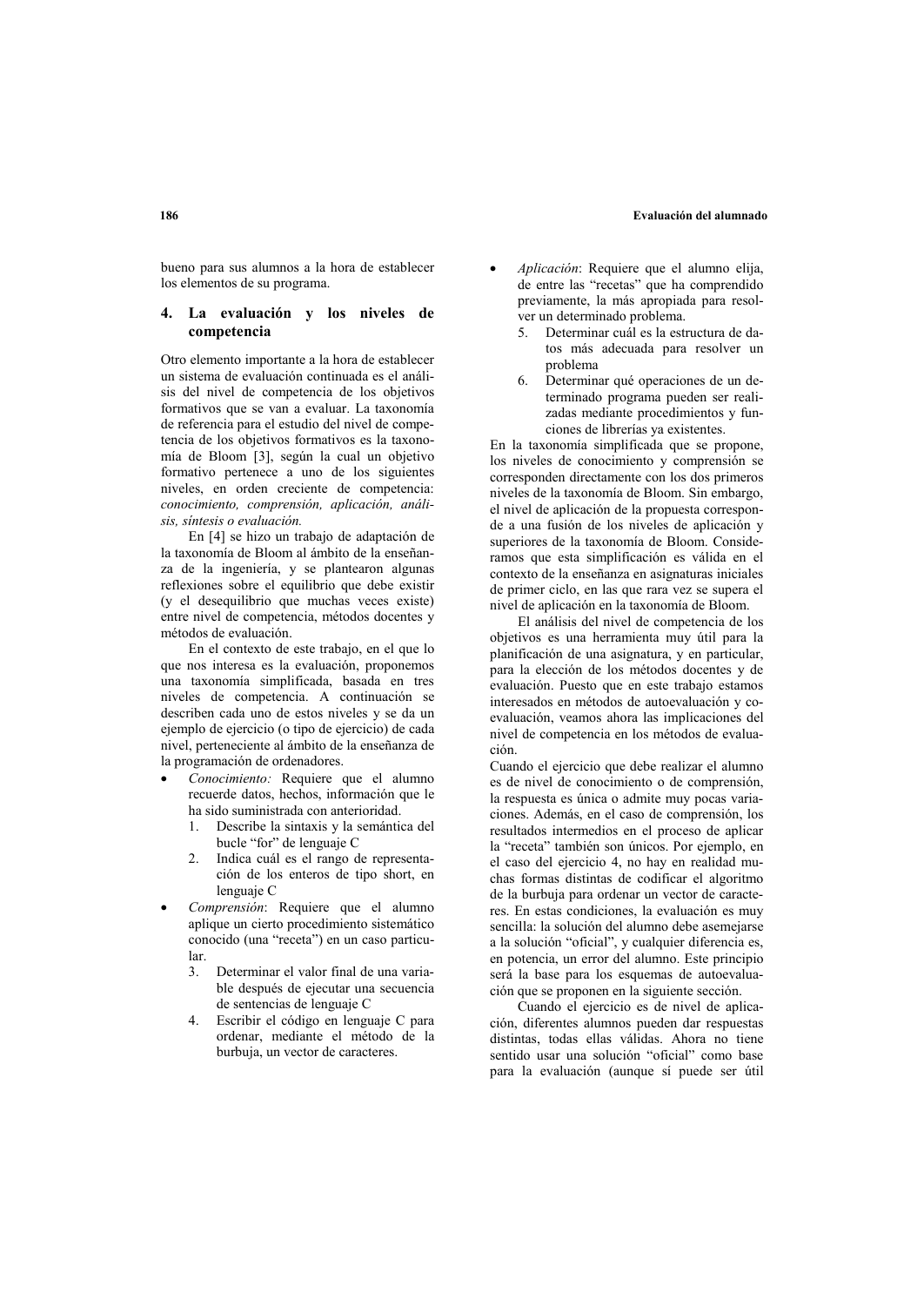bueno para sus alumnos a la hora de establecer los elementos de su programa.

## 4. La evaluación y los niveles de competencia

Otro elemento importante a la hora de establecer un sistema de evaluación continuada es el análisis del nivel de competencia de los objetivos formativos que se van a evaluar. La taxonomía de referencia para el estudio del nivel de competencia de los objetivos formativos es la taxonomía de Bloom [3], según la cual un objetivo formativo pertenece a uno de los siguientes niveles, en orden creciente de competencia: *conocimiento, comprensión, aplicación, análisis, síntesis o evaluación.*

En [4] se hizo un trabajo de adaptación de la taxonomía de Bloom al ámbito de la enseñanza de la ingeniería, y se plantearon algunas reflexiones sobre el equilibrio que debe existir (y el desequilibrio que muchas veces existe) entre nivel de competencia, métodos docentes y métodos de evaluación.

En el contexto de este trabajo, en el que lo que nos interesa es la evaluación, proponemos una taxonomía simplificada, basada en tres niveles de competencia. A continuación se describen cada uno de estos niveles y se da un ejemplo de ejercicio (o tipo de ejercicio) de cada nivel, perteneciente al ámbito de la enseñanza de la programación de ordenadores.

- *Conocimiento:* Requiere que el alumno recuerde datos, hechos, información que le ha sido suministrada con anterioridad.
  1. Describe la sintaxis y la semántica del bucle "for" de lenguaje C
  2. Indica cuál es el rango de representación de los enteros de tipo short, en lenguaje C
- *Comprensión*: Requiere que el alumno aplique un cierto procedimiento sistemático conocido (una "receta") en un caso particular.
  3. Determinar el valor final de una variable después de ejecutar una secuencia de sentencias de lenguaje C
  4. Escribir el código en lenguaje C para ordenar, mediante el método de la burbuja, un vector de caracteres.
- *Aplicación*: Requiere que el alumno elija, de entre las "recetas" que ha comprendido previamente, la más apropiada para resolver un determinado problema.
  5. Determinar cuál es la estructura de datos más adecuada para resolver un problema
  6. Determinar qué operaciones de un determinado programa pueden ser realizadas mediante procedimientos y funciones de librerías ya existentes.

En la taxonomía simplificada que se propone, los niveles de conocimiento y comprensión se corresponden directamente con los dos primeros niveles de la taxonomía de Bloom. Sin embargo, el nivel de aplicación de la propuesta corresponde a una fusión de los niveles de aplicación y superiores de la taxonomía de Bloom. Consideramos que esta simplificación es válida en el contexto de la enseñanza en asignaturas iniciales de primer ciclo, en las que rara vez se supera el nivel de aplicación en la taxonomía de Bloom.

El análisis del nivel de competencia de los objetivos es una herramienta muy útil para la planificación de una asignatura, y en particular, para la elección de los métodos docentes y de evaluación. Puesto que en este trabajo estamos interesados en métodos de autoevaluación y coevaluación, veamos ahora las implicaciones del nivel de competencia en los métodos de evaluación.

Cuando el ejercicio que debe realizar el alumno es de nivel de conocimiento o de comprensión, la respuesta es única o admite muy pocas variaciones. Además, en el caso de comprensión, los resultados intermedios en el proceso de aplicar la "receta" también son únicos. Por ejemplo, en el caso del ejercicio 4, no hay en realidad muchas formas distintas de codificar el algoritmo de la burbuja para ordenar un vector de caracteres. En estas condiciones, la evaluación es muy sencilla: la solución del alumno debe asemejarse a la solución "oficial", y cualquier diferencia es, en potencia, un error del alumno. Este principio será la base para los esquemas de autoevaluación que se proponen en la siguiente sección.

Cuando el ejercicio es de nivel de aplicación, diferentes alumnos pueden dar respuestas distintas, todas ellas válidas. Ahora no tiene sentido usar una solución "oficial" como base para la evaluación (aunque sí puede ser útil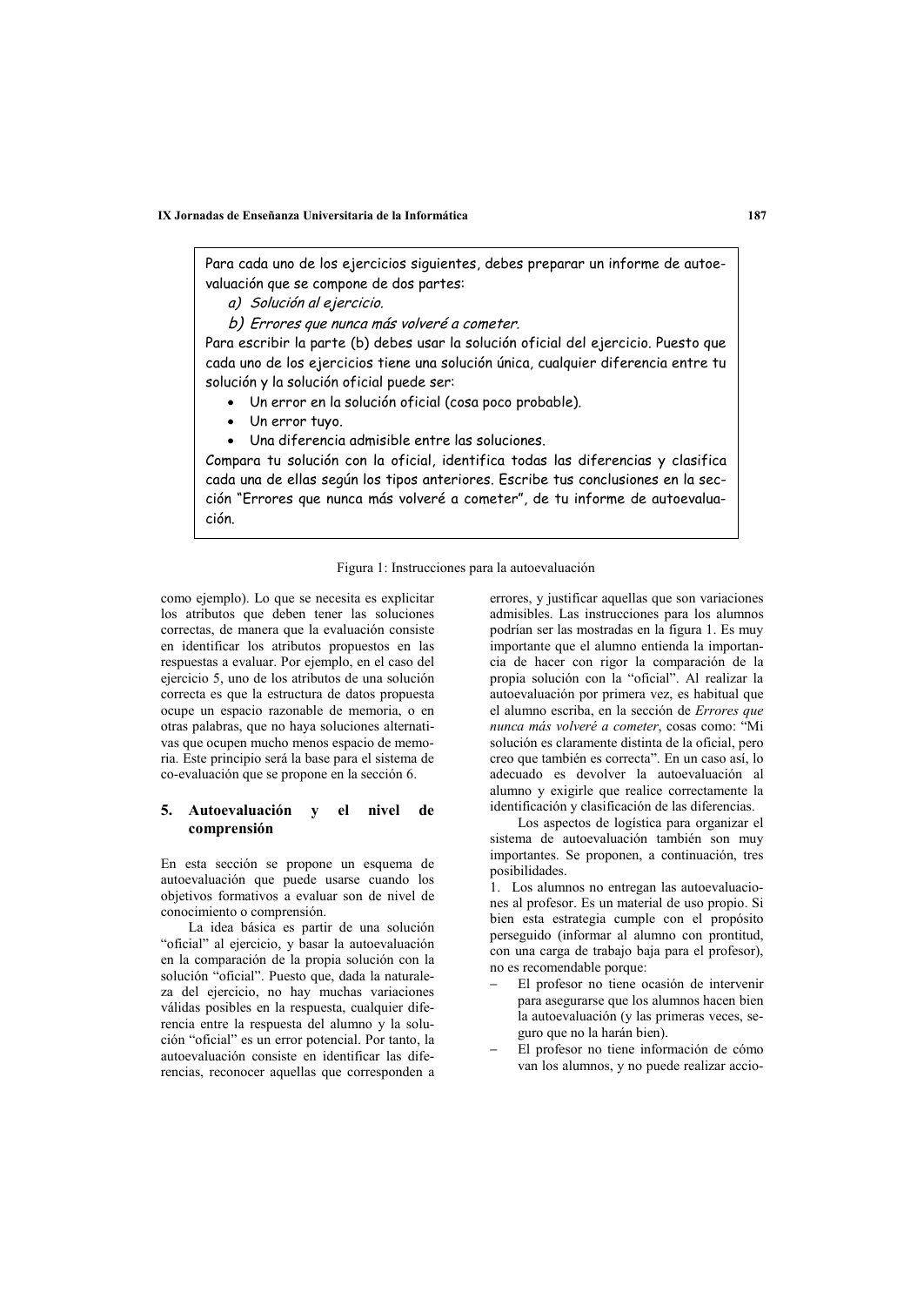Para cada uno de los ejercicios siguientes, debes preparar un informe de autoevaluación que se compone de dos partes:

a) *Solución al ejercicio.*
b) *Errores que nunca más volveré a cometer.*

Para escribir la parte (b) debes usar la solución oficial del ejercicio. Puesto que cada uno de los ejercicios tiene una solución única, cualquier diferencia entre tu solución y la solución oficial puede ser:

- Un error en la solución oficial (cosa poco probable).
- Un error tuyo.
- Una diferencia admisible entre las soluciones.

Compara tu solución con la oficial, identifica todas las diferencias y clasifica cada una de ellas según los tipos anteriores. Escribe tus conclusiones en la sección "Errores que nunca más volveré a cometer", de tu informe de autoevaluación.

Figura 1: Instrucciones para la autoevaluación

como ejemplo). Lo que se necesita es explicitar los atributos que deben tener las soluciones correctas, de manera que la evaluación consiste en identificar los atributos propuestos en las respuestas a evaluar. Por ejemplo, en el caso del ejercicio 5, uno de los atributos de una solución correcta es que la estructura de datos propuesta ocupe un espacio razonable de memoria, o en otras palabras, que no haya soluciones alternativas que ocupen mucho menos espacio de memoria. Este principio será la base para el sistema de co-evaluación que se propone en la sección 6.

## 5. Autoevaluación y el nivel de comprensión

En esta sección se propone un esquema de autoevaluación que puede usarse cuando los objetivos formativos a evaluar son de nivel de conocimiento o comprensión.

La idea básica es partir de una solución "oficial" al ejercicio, y basar la autoevaluación en la comparación de la propia solución con la solución "oficial". Puesto que, dada la naturaleza del ejercicio, no hay muchas variaciones válidas posibles en la respuesta, cualquier diferencia entre la respuesta del alumno y la solución "oficial" es un error potencial. Por tanto, la autoevaluación consiste en identificar las diferencias, reconocer aquellas que corresponden a errores, y justificar aquellas que son variaciones admisibles. Las instrucciones para los alumnos podrían ser las mostradas en la figura 1. Es muy importante que el alumno entienda la importancia de hacer con rigor la comparación de la propia solución con la "oficial". Al realizar la autoevaluación por primera vez, es habitual que el alumno escriba, en la sección de *Errores que nunca más volveré a cometer*, cosas como: "Mi solución es claramente distinta de la oficial, pero creo que también es correcta". En un caso así, lo adecuado es devolver la autoevaluación al alumno y exigirle que realice correctamente la identificación y clasificación de las diferencias.

Los aspectos de logística para organizar el sistema de autoevaluación también son muy importantes. Se proponen, a continuación, tres posibilidades.

1. Los alumnos no entregan las autoevaluaciones al profesor. Es un material de uso propio. Si bien esta estrategia cumple con el propósito perseguido (informar al alumno con prontitud, con una carga de trabajo baja para el profesor), no es recomendable porque:

– El profesor no tiene ocasión de intervenir para asegurarse que los alumnos hacen bien la autoevaluación (y las primeras veces, seguro que no la harán bien).
– El profesor no tiene información de cómo van los alumnos, y no puede realizar accio-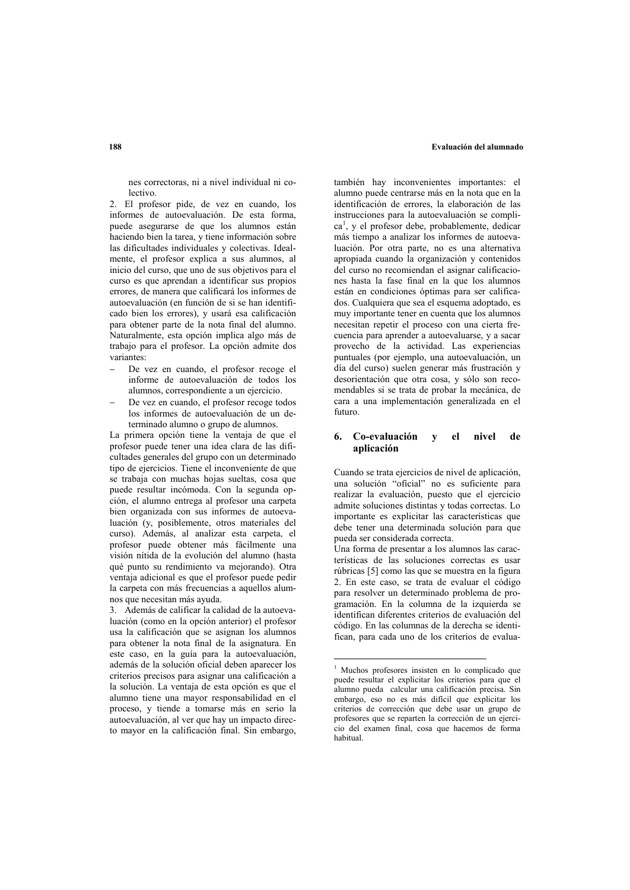nes correctoras, ni a nivel individual ni colectivo.

2. El profesor pide, de vez en cuando, los informes de autoevaluación. De esta forma, puede asegurarse de que los alumnos están haciendo bien la tarea, y tiene información sobre las dificultades individuales y colectivas. Idealmente, el profesor explica a sus alumnos, al inicio del curso, que uno de sus objetivos para el curso es que aprendan a identificar sus propios errores, de manera que calificará los informes de autoevaluación (en función de si se han identificado bien los errores), y usará esa calificación para obtener parte de la nota final del alumno. Naturalmente, esta opción implica algo más de trabajo para el profesor. La opción admite dos variantes:

- De vez en cuando, el profesor recoge el informe de autoevaluación de todos los alumnos, correspondiente a un ejercicio.
- De vez en cuando, el profesor recoge todos los informes de autoevaluación de un determinado alumno o grupo de alumnos.

La primera opción tiene la ventaja de que el profesor puede tener una idea clara de las dificultades generales del grupo con un determinado tipo de ejercicios. Tiene el inconveniente de que se trabaja con muchas hojas sueltas, cosa que puede resultar incómoda. Con la segunda opción, el alumno entrega al profesor una carpeta bien organizada con sus informes de autoevaluación (y, posiblemente, otros materiales del curso). Además, al analizar esta carpeta, el profesor puede obtener más fácilmente una visión nítida de la evolución del alumno (hasta qué punto su rendimiento va mejorando). Otra ventaja adicional es que el profesor puede pedir la carpeta con más frecuencias a aquellos alumnos que necesitan más ayuda.

3. Además de calificar la calidad de la autoevaluación (como en la opción anterior) el profesor usa la calificación que se asignan los alumnos para obtener la nota final de la asignatura. En este caso, en la guía para la autoevaluación, además de la solución oficial deben aparecer los criterios precisos para asignar una calificación a la solución. La ventaja de esta opción es que el alumno tiene una mayor responsabilidad en el proceso, y tiende a tomarse más en serio la autoevaluación, al ver que hay un impacto directo mayor en la calificación final. Sin embargo, también hay inconvenientes importantes: el alumno puede centrarse más en la nota que en la identificación de errores, la elaboración de las instrucciones para la autoevaluación se complica[1], y el profesor debe, probablemente, dedicar más tiempo a analizar los informes de autoevaluación. Por otra parte, no es una alternativa apropiada cuando la organización y contenidos del curso no recomiendan el asignar calificaciones hasta la fase final en la que los alumnos están en condiciones óptimas para ser calificados. Cualquiera que sea el esquema adoptado, es muy importante tener en cuenta que los alumnos necesitan repetir el proceso con una cierta frecuencia para aprender a autoevaluarse, y a sacar provecho de la actividad. Las experiencias puntuales (por ejemplo, una autoevaluación, un día del curso) suelen generar más frustración y desorientación que otra cosa, y sólo son recomendables si se trata de probar la mecánica, de cara a una implementación generalizada en el futuro.

## 6. Co-evaluación y el nivel de aplicación

Cuando se trata ejercicios de nivel de aplicación, una solución "oficial" no es suficiente para realizar la evaluación, puesto que el ejercicio admite soluciones distintas y todas correctas. Lo importante es explicitar las características que debe tener una determinada solución para que pueda ser considerada correcta.

Una forma de presentar a los alumnos las características de las soluciones correctas es usar rúbricas [5] como las que se muestra en la figura 2. En este caso, se trata de evaluar el código para resolver un determinado problema de programación. En la columna de la izquierda se identifican diferentes criterios de evaluación del código. En las columnas de la derecha se identifican, para cada uno de los criterios de evalua-

[1] Muchos profesores insisten en lo complicado que puede resultar el explicitar los criterios para que el alumno pueda calcular una calificación precisa. Sin embargo, eso no es más difícil que explicitar los criterios de corrección que debe usar un grupo de profesores que se reparten la corrección de un ejercicio del examen final, cosa que hacemos de forma habitual.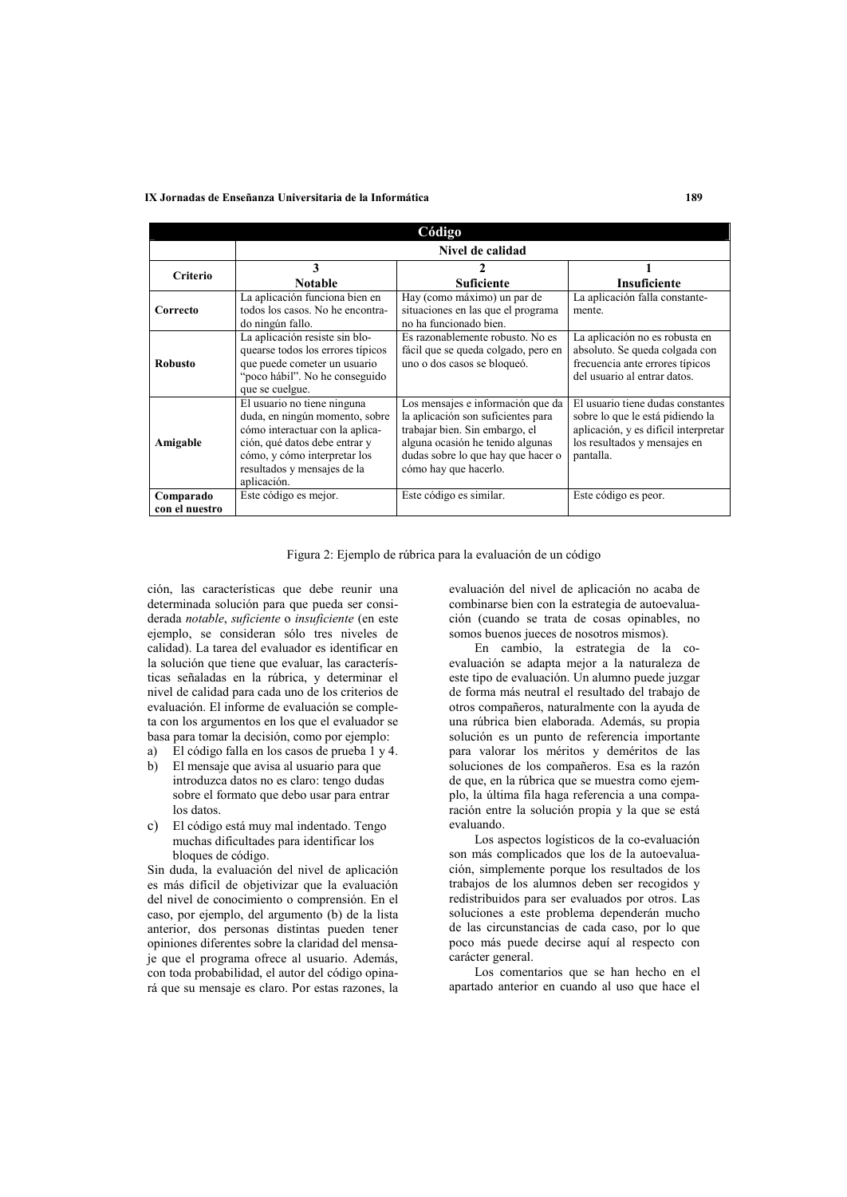| Código | | | |
|---|---|---|---|
| | Nivel de calidad | | |
| **Criterio** | **3** **Notable** | **2** **Suficiente** | **1** **Insuficiente** |
| **Correcto** | La aplicación funciona bien en todos los casos. No he encontrado ningún fallo. | Hay (como máximo) un par de situaciones en las que el programa no ha funcionado bien. | La aplicación falla constantemente. |
| **Robusto** | La aplicación resiste sin bloquearse todos los errores típicos que puede cometer un usuario "poco hábil". No he conseguido que se cuelgue. | Es razonablemente robusto. No es fácil que se queda colgado, pero en uno o dos casos se bloqueó. | La aplicación no es robusta en absoluto. Se queda colgada con frecuencia ante errores típicos del usuario al entrar datos. |
| **Amigable** | El usuario no tiene ninguna duda, en ningún momento, sobre cómo interactuar con la aplicación, qué datos debe entrar y cómo, y cómo interpretar los resultados y mensajes de la aplicación. | Los mensajes e información que da la aplicación son suficientes para trabajar bien. Sin embargo, el alguna ocasión he tenido algunas dudas sobre lo que hay que hacer o cómo hay que hacerlo. | El usuario tiene dudas constantes sobre lo que le está pidiendo la aplicación, y es difícil interpretar los resultados y mensajes en pantalla. |
| **Comparado con el nuestro** | Este código es mejor. | Este código es similar. | Este código es peor. |

Figura 2: Ejemplo de rúbrica para la evaluación de un código

ción, las características que debe reunir una determinada solución para que pueda ser considerada *notable*, *suficiente* o *insuficiente* (en este ejemplo, se consideran sólo tres niveles de calidad). La tarea del evaluador es identificar en la solución que tiene que evaluar, las características señaladas en la rúbrica, y determinar el nivel de calidad para cada uno de los criterios de evaluación. El informe de evaluación se completa con los argumentos en los que el evaluador se basa para tomar la decisión, como por ejemplo:

a) El código falla en los casos de prueba 1 y 4.
b) El mensaje que avisa al usuario para que introduzca datos no es claro: tengo dudas sobre el formato que debo usar para entrar los datos.
c) El código está muy mal indentado. Tengo muchas dificultades para identificar los bloques de código.

Sin duda, la evaluación del nivel de aplicación es más difícil de objetivizar que la evaluación del nivel de conocimiento o comprensión. En el caso, por ejemplo, del argumento (b) de la lista anterior, dos personas distintas pueden tener opiniones diferentes sobre la claridad del mensaje que el programa ofrece al usuario. Además, con toda probabilidad, el autor del código opinará que su mensaje es claro. Por estas razones, la evaluación del nivel de aplicación no acaba de combinarse bien con la estrategia de autoevaluación (cuando se trata de cosas opinables, no somos buenos jueces de nosotros mismos).

En cambio, la estrategia de la co-evaluación se adapta mejor a la naturaleza de este tipo de evaluación. Un alumno puede juzgar de forma más neutral el resultado del trabajo de otros compañeros, naturalmente con la ayuda de una rúbrica bien elaborada. Además, su propia solución es un punto de referencia importante para valorar los méritos y deméritos de las soluciones de los compañeros. Esa es la razón de que, en la rúbrica que se muestra como ejemplo, la última fila haga referencia a una comparación entre la solución propia y la que se está evaluando.

Los aspectos logísticos de la co-evaluación son más complicados que los de la autoevaluación, simplemente porque los resultados de los trabajos de los alumnos deben ser recogidos y redistribuidos para ser evaluados por otros. Las soluciones a este problema dependerán mucho de las circunstancias de cada caso, por lo que poco más puede decirse aquí al respecto con carácter general.

Los comentarios que se han hecho en el apartado anterior en cuando al uso que hace el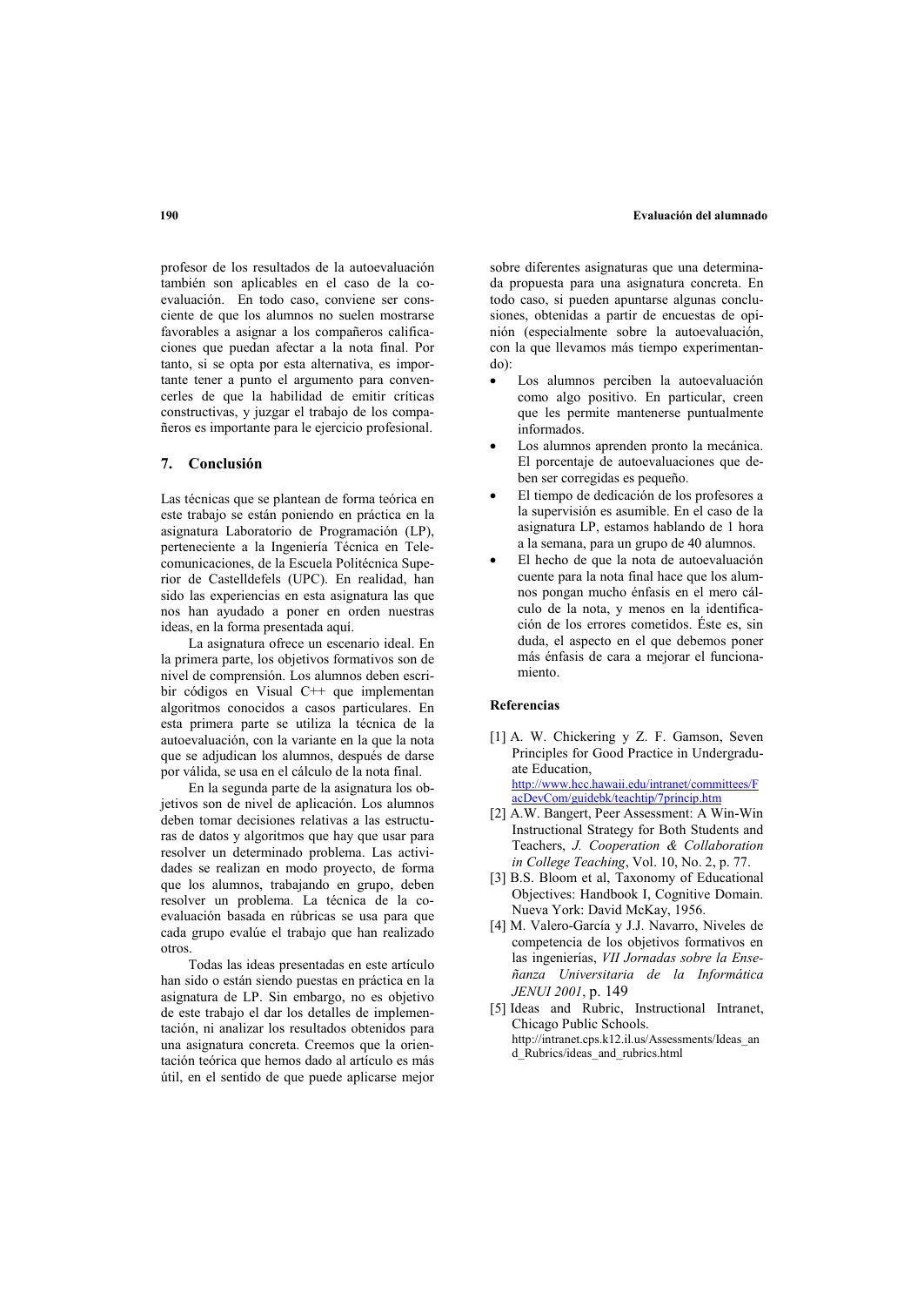profesor de los resultados de la autoevaluación también son aplicables en el caso de la co-evaluación. En todo caso, conviene ser consciente de que los alumnos no suelen mostrarse favorables a asignar a los compañeros calificaciones que puedan afectar a la nota final. Por tanto, si se opta por esta alternativa, es importante tener a punto el argumento para convencerles de que la habilidad de emitir críticas constructivas, y juzgar el trabajo de los compañeros es importante para le ejercicio profesional.

## 7. Conclusión

Las técnicas que se plantean de forma teórica en este trabajo se están poniendo en práctica en la asignatura Laboratorio de Programación (LP), perteneciente a la Ingeniería Técnica en Telecomunicaciones, de la Escuela Politécnica Superior de Castelldefels (UPC). En realidad, han sido las experiencias en esta asignatura las que nos han ayudado a poner en orden nuestras ideas, en la forma presentada aquí.

La asignatura ofrece un escenario ideal. En la primera parte, los objetivos formativos son de nivel de comprensión. Los alumnos deben escribir códigos en Visual C++ que implementan algoritmos conocidos a casos particulares. En esta primera parte se utiliza la técnica de la autoevaluación, con la variante en la que la nota que se adjudican los alumnos, después de darse por válida, se usa en el cálculo de la nota final.

En la segunda parte de la asignatura los objetivos son de nivel de aplicación. Los alumnos deben tomar decisiones relativas a las estructuras de datos y algoritmos que hay que usar para resolver un determinado problema. Las actividades se realizan en modo proyecto, de forma que los alumnos, trabajando en grupo, deben resolver un problema. La técnica de la co-evaluación basada en rúbricas se usa para que cada grupo evalúe el trabajo que han realizado otros.

Todas las ideas presentadas en este artículo han sido o están siendo puestas en práctica en la asignatura de LP. Sin embargo, no es objetivo de este trabajo el dar los detalles de implementación, ni analizar los resultados obtenidos para una asignatura concreta. Creemos que la orientación teórica que hemos dado al artículo es más útil, en el sentido de que puede aplicarse mejor sobre diferentes asignaturas que una determinada propuesta para una asignatura concreta. En todo caso, si pueden apuntarse algunas conclusiones, obtenidas a partir de encuestas de opinión (especialmente sobre la autoevaluación, con la que llevamos más tiempo experimentando):

- Los alumnos perciben la autoevaluación como algo positivo. En particular, creen que les permite mantenerse puntualmente informados.
- Los alumnos aprenden pronto la mecánica. El porcentaje de autoevaluaciones que deben ser corregidas es pequeño.
- El tiempo de dedicación de los profesores a la supervisión es asumible. En el caso de la asignatura LP, estamos hablando de 1 hora a la semana, para un grupo de 40 alumnos.
- El hecho de que la nota de autoevaluación cuente para la nota final hace que los alumnos pongan mucho énfasis en el mero cálculo de la nota, y menos en la identificación de los errores cometidos. Éste es, sin duda, el aspecto en el que debemos poner más énfasis de cara a mejorar el funcionamiento.

### Referencias

[1] A. W. Chickering y Z. F. Gamson, Seven Principles for Good Practice in Undergraduate Education, http://www.hcc.hawaii.edu/intranet/committees/FacDevCom/guidebk/teachtip/7princip.htm

[2] A.W. Bangert, Peer Assessment: A Win-Win Instructional Strategy for Both Students and Teachers, *J. Cooperation & Collaboration in College Teaching*, Vol. 10, No. 2, p. 77.

[3] B.S. Bloom et al, Taxonomy of Educational Objectives: Handbook I, Cognitive Domain. Nueva York: David McKay, 1956.

[4] M. Valero-García y J.J. Navarro, Niveles de competencia de los objetivos formativos en las ingenierías, *VII Jornadas sobre la Enseñanza Universitaria de la Informática JENUI 2001*, p. 149

[5] Ideas and Rubric, Instructional Intranet, Chicago Public Schools. http://intranet.cps.k12.il.us/Assessments/Ideas_and_Rubrics/ideas_and_rubrics.html